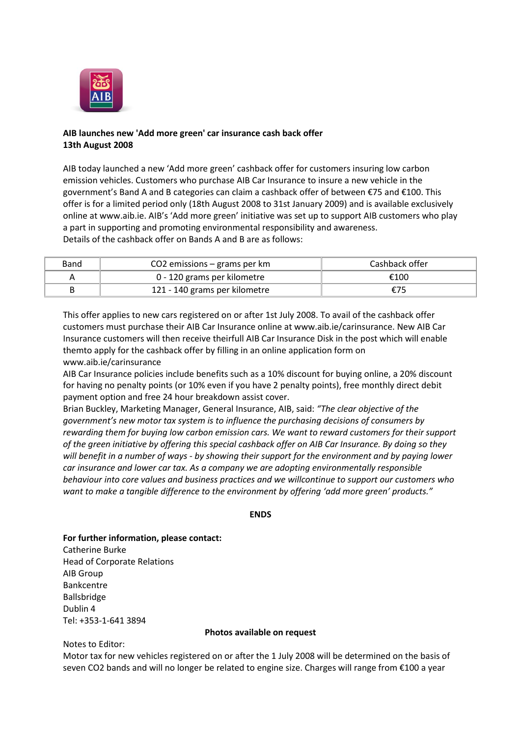**AIB launches new 'Add more green' car insurance cash back offer**
**13th August 2008**

AIB today launched a new 'Add more green' cashback offer for customers insuring low carbon emission vehicles. Customers who purchase AIB Car Insurance to insure a new vehicle in the government's Band A and B categories can claim a cashback offer of between €75 and €100. This offer is for a limited period only (18th August 2008 to 31st January 2009) and is available exclusively online at www.aib.ie. AIB's 'Add more green' initiative was set up to support AIB customers who play a part in supporting and promoting environmental responsibility and awareness.
Details of the cashback offer on Bands A and B are as follows:

| Band | $CO_2$ emissions – grams per km | Cashback offer |
| --- | --- | --- |
| A | 0 - 120 grams per kilometre | €100 |
| B | 121 - 140 grams per kilometre | €75 |

This offer applies to new cars registered on or after 1st July 2008. To avail of the cashback offer customers must purchase their AIB Car Insurance online at www.aib.ie/carinsurance. New AIB Car Insurance customers will then receive theirfull AIB Car Insurance Disk in the post which will enable themto apply for the cashback offer by filling in an online application form on www.aib.ie/carinsurance

AIB Car Insurance policies include benefits such as a 10% discount for buying online, a 20% discount for having no penalty points (or 10% even if you have 2 penalty points), free monthly direct debit payment option and free 24 hour breakdown assist cover.

Brian Buckley, Marketing Manager, General Insurance, AIB, said: *"The clear objective of the government's new motor tax system is to influence the purchasing decisions of consumers by rewarding them for buying low carbon emission cars. We want to reward customers for their support of the green initiative by offering this special cashback offer on AIB Car Insurance. By doing so they will benefit in a number of ways - by showing their support for the environment and by paying lower car insurance and lower car tax. As a company we are adopting environmentally responsible behaviour into core values and business practices and we willcontinue to support our customers who want to make a tangible difference to the environment by offering 'add more green' products."*

**ENDS**

**For further information, please contact:**
Catherine Burke
Head of Corporate Relations
AIB Group
Bankcentre
Ballsbridge
Dublin 4
Tel: +353-1-641 3894

**Photos available on request**

Notes to Editor:
Motor tax for new vehicles registered on or after the 1 July 2008 will be determined on the basis of seven $CO_2$ bands and will no longer be related to engine size. Charges will range from €100 a year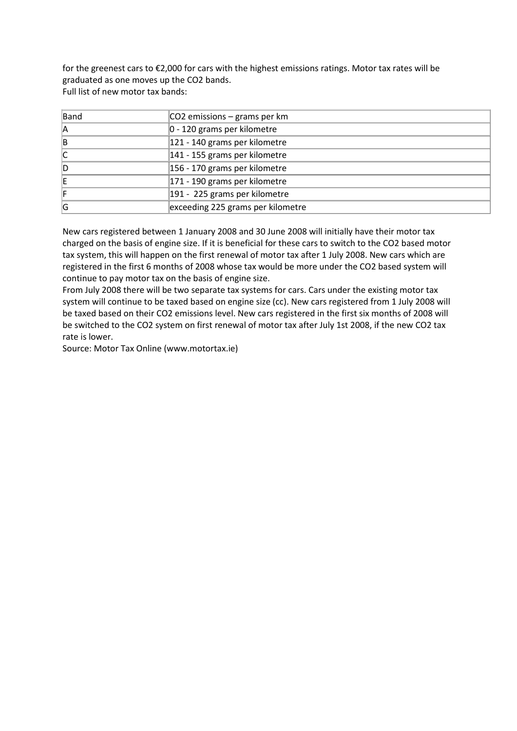for the greenest cars to €2,000 for cars with the highest emissions ratings. Motor tax rates will be graduated as one moves up the $CO_2$ bands.
Full list of new motor tax bands:

| Band | $CO_2$ emissions – grams per km |
|---|---|
| A | 0 - 120 grams per kilometre |
| B | 121 - 140 grams per kilometre |
| C | 141 - 155 grams per kilometre |
| D | 156 - 170 grams per kilometre |
| E | 171 - 190 grams per kilometre |
| F | 191 - 225 grams per kilometre |
| G | exceeding 225 grams per kilometre |

New cars registered between 1 January 2008 and 30 June 2008 will initially have their motor tax charged on the basis of engine size. If it is beneficial for these cars to switch to the $CO_2$ based motor tax system, this will happen on the first renewal of motor tax after 1 July 2008. New cars which are registered in the first 6 months of 2008 whose tax would be more under the $CO_2$ based system will continue to pay motor tax on the basis of engine size.
From July 2008 there will be two separate tax systems for cars. Cars under the existing motor tax system will continue to be taxed based on engine size (cc). New cars registered from 1 July 2008 will be taxed based on their $CO_2$ emissions level. New cars registered in the first six months of 2008 will be switched to the $CO_2$ system on first renewal of motor tax after July 1st 2008, if the new $CO_2$ tax rate is lower.
Source: Motor Tax Online (www.motortax.ie)